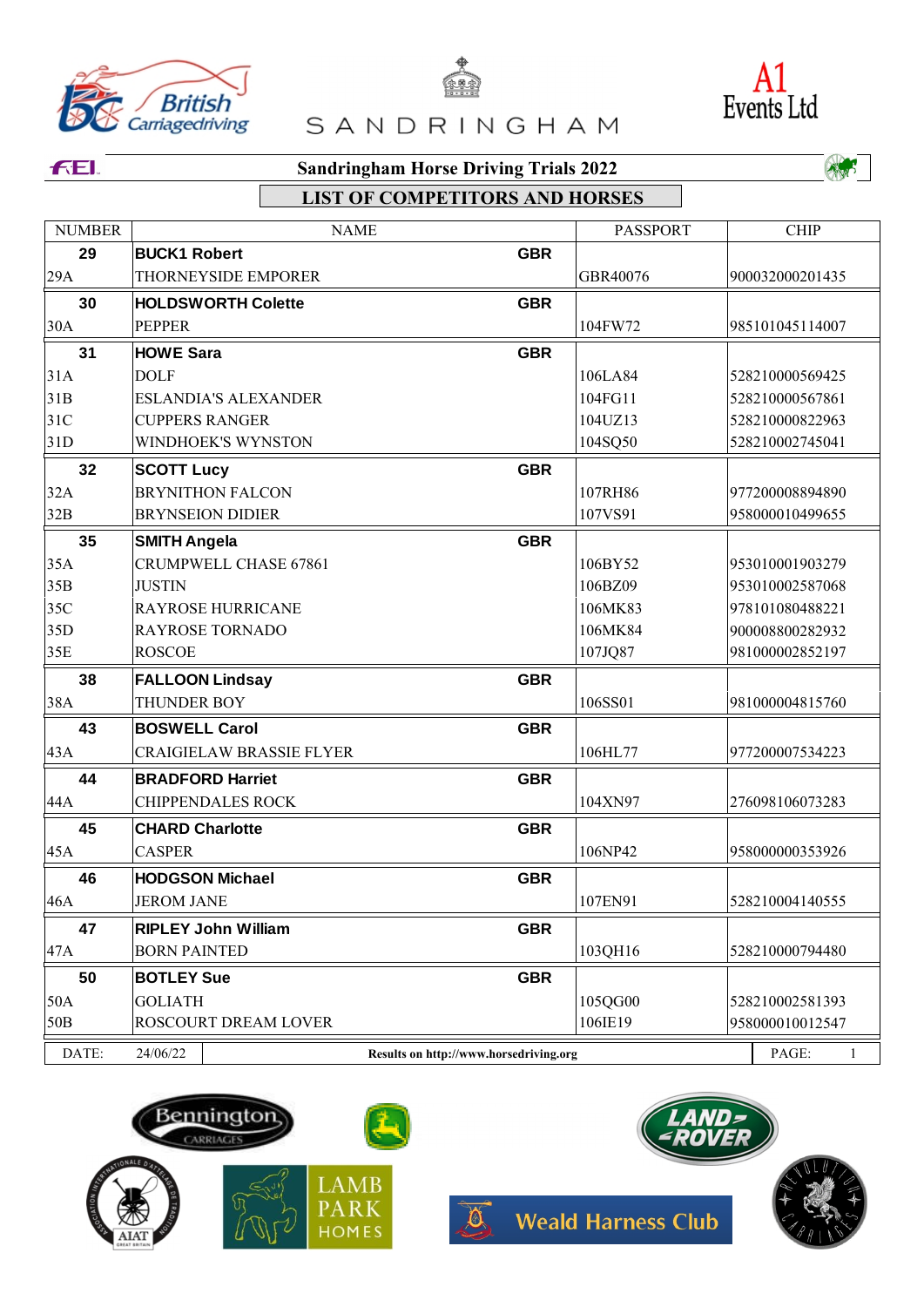# Sandringham Horse Driving Trials 2022

## LIST OF COMPETITORS AND HORSES

| NUMBER | NAME | | PASSPORT | CHIP |
|---|---|---|---|---|
| **29** | **BUCK1 Robert** | **GBR** | | |
| 29A | THORNEYSIDE EMPORER | | GBR40076 | 900032000201435 |
| **30** | **HOLDSWORTH Colette** | **GBR** | | |
| 30A | PEPPER | | 104FW72 | 985101045114007 |
| **31** | **HOWE Sara** | **GBR** | | |
| 31A | DOLF | | 106LA84 | 528210000569425 |
| 31B | ESLANDIA'S ALEXANDER | | 104FG11 | 528210000567861 |
| 31C | CUPPERS RANGER | | 104UZ13 | 528210000822963 |
| 31D | WINDHOEK'S WYNSTON | | 104SQ50 | 528210002745041 |
| **32** | **SCOTT Lucy** | **GBR** | | |
| 32A | BRYNITHON FALCON | | 107RH86 | 977200008894890 |
| 32B | BRYNSEION DIDIER | | 107VS91 | 958000010499655 |
| **35** | **SMITH Angela** | **GBR** | | |
| 35A | CRUMPWELL CHASE 67861 | | 106BY52 | 953010001903279 |
| 35B | JUSTIN | | 106BZ09 | 953010002587068 |
| 35C | RAYROSE HURRICANE | | 106MK83 | 978101080488221 |
| 35D | RAYROSE TORNADO | | 106MK84 | 900008800282932 |
| 35E | ROSCOE | | 107JQ87 | 981000002852197 |
| **38** | **FALLOON Lindsay** | **GBR** | | |
| 38A | THUNDER BOY | | 106SS01 | 981000004815760 |
| **43** | **BOSWELL Carol** | **GBR** | | |
| 43A | CRAIGIELAW BRASSIE FLYER | | 106HL77 | 977200007534223 |
| **44** | **BRADFORD Harriet** | **GBR** | | |
| 44A | CHIPPENDALES ROCK | | 104XN97 | 276098106073283 |
| **45** | **CHARD Charlotte** | **GBR** | | |
| 45A | CASPER | | 106NP42 | 958000000353926 |
| **46** | **HODGSON Michael** | **GBR** | | |
| 46A | JEROM JANE | | 107EN91 | 528210004140555 |
| **47** | **RIPLEY John William** | **GBR** | | |
| 47A | BORN PAINTED | | 103QH16 | 528210000794480 |
| **50** | **BOTLEY Sue** | **GBR** | | |
| 50A | GOLIATH | | 105QG00 | 528210002581393 |
| 50B | ROSCOURT DREAM LOVER | | 106IE19 | 958000010012547 |

DATE: 24/06/22 — **Results on http://www.horsedriving.org**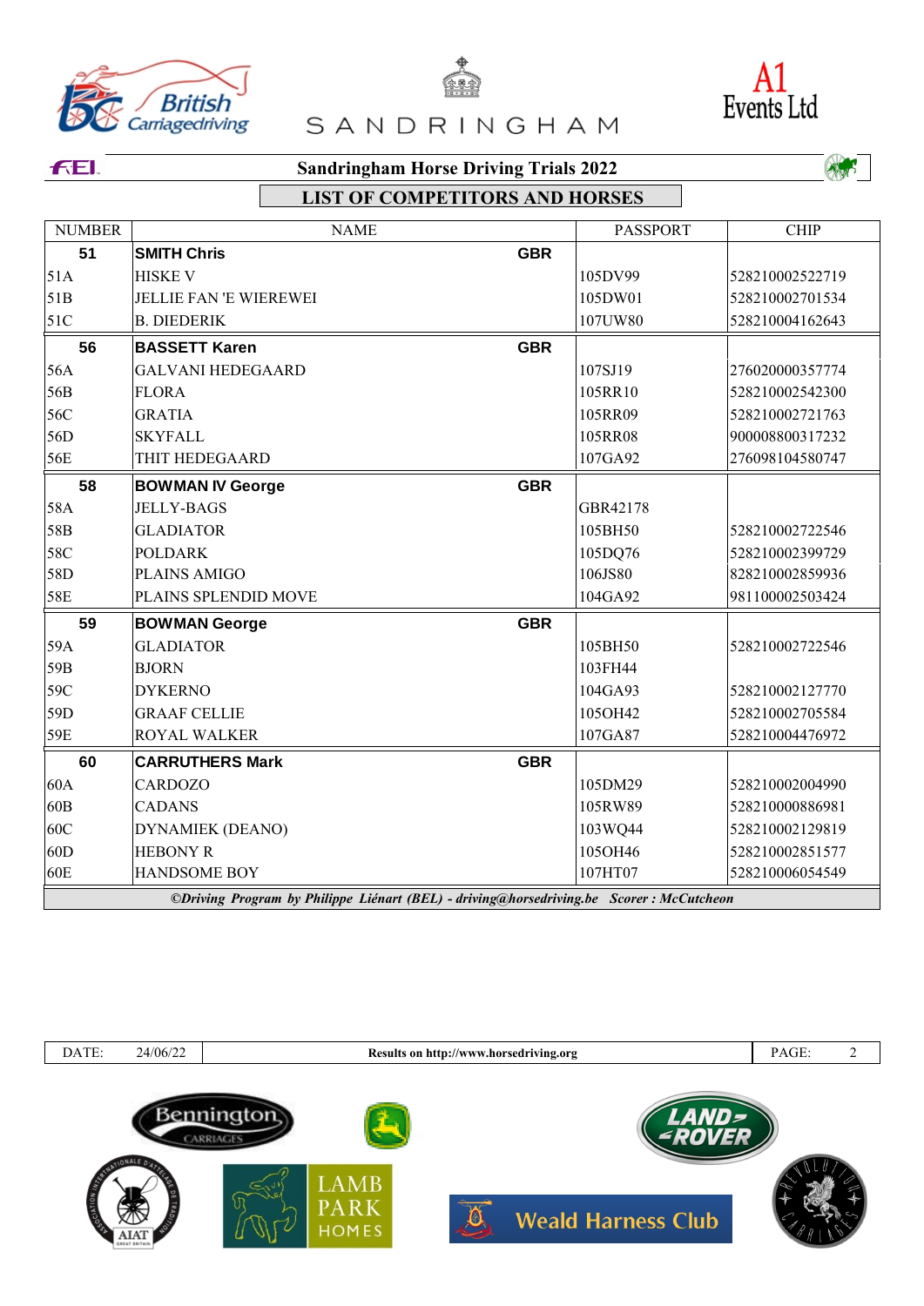SANDRINGHAM

A1 Events Ltd

## Sandringham Horse Driving Trials 2022

### LIST OF COMPETITORS AND HORSES

| NUMBER | NAME | | PASSPORT | CHIP |
|---|---|---|---|---|
| **51** | **SMITH Chris** | **GBR** | | |
| 51A | HISKE V | | 105DV99 | 528210002522719 |
| 51B | JELLIE FAN 'E WIEREWEI | | 105DW01 | 528210002701534 |
| 51C | B. DIEDERIK | | 107UW80 | 528210004162643 |
| **56** | **BASSETT Karen** | **GBR** | | |
| 56A | GALVANI HEDEGAARD | | 107SJ19 | 276020000357774 |
| 56B | FLORA | | 105RR10 | 528210002542300 |
| 56C | GRATIA | | 105RR09 | 528210002721763 |
| 56D | SKYFALL | | 105RR08 | 900008800317232 |
| 56E | THIT HEDEGAARD | | 107GA92 | 276098104580747 |
| **58** | **BOWMAN IV George** | **GBR** | | |
| 58A | JELLY-BAGS | | GBR42178 | |
| 58B | GLADIATOR | | 105BH50 | 528210002722546 |
| 58C | POLDARK | | 105DQ76 | 528210002399729 |
| 58D | PLAINS AMIGO | | 106JS80 | 828210002859936 |
| 58E | PLAINS SPLENDID MOVE | | 104GA92 | 981100002503424 |
| **59** | **BOWMAN George** | **GBR** | | |
| 59A | GLADIATOR | | 105BH50 | 528210002722546 |
| 59B | BJORN | | 103FH44 | |
| 59C | DYKERNO | | 104GA93 | 528210002127770 |
| 59D | GRAAF CELLIE | | 105OH42 | 528210002705584 |
| 59E | ROYAL WALKER | | 107GA87 | 528210004476972 |
| **60** | **CARRUTHERS Mark** | **GBR** | | |
| 60A | CARDOZO | | 105DM29 | 528210002004990 |
| 60B | CADANS | | 105RW89 | 528210000886981 |
| 60C | DYNAMIEK (DEANO) | | 103WQ44 | 528210002129819 |
| 60D | HEBONY R | | 105OH46 | 528210002851577 |
| 60E | HANDSOME BOY | | 107HT07 | 528210006054549 |

*©Driving Program by Philippe Liénart (BEL) - driving@horsedriving.be Scorer : McCutcheon*

| DATE: | 24/06/22 | Results on http://www.horsedriving.org | PAGE: | 2 |
|---|---|---|---|---|